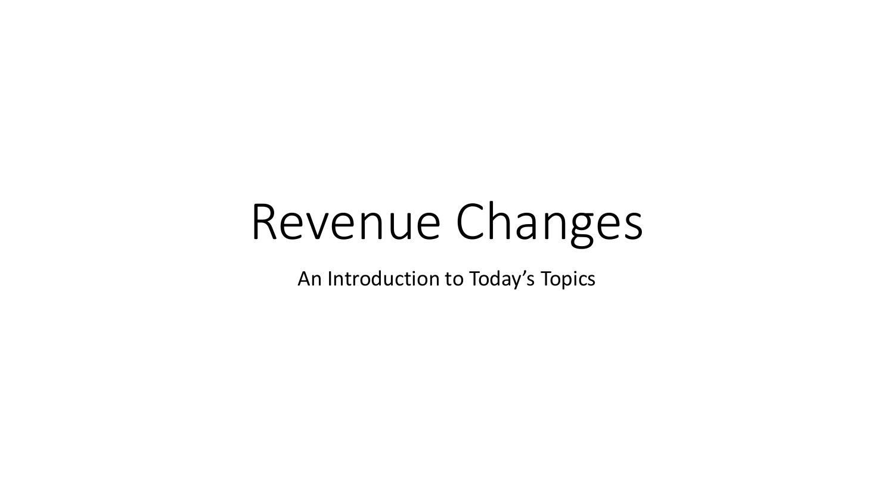# Revenue Changes

An Introduction to Today’s Topics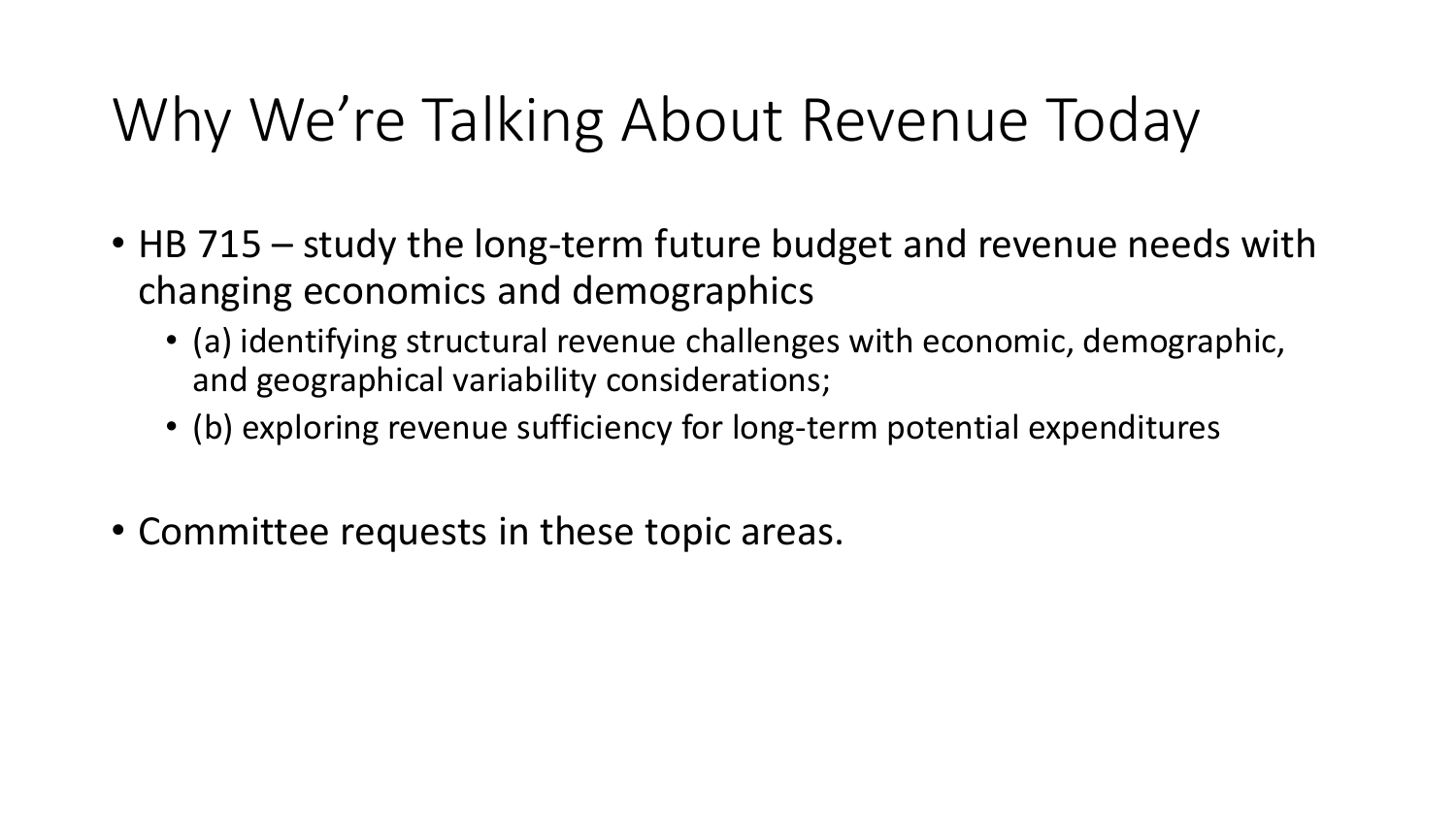# Why We're Talking About Revenue Today

- HB 715 – study the long-term future budget and revenue needs with changing economics and demographics
  - (a) identifying structural revenue challenges with economic, demographic, and geographical variability considerations;
  - (b) exploring revenue sufficiency for long-term potential expenditures

- Committee requests in these topic areas.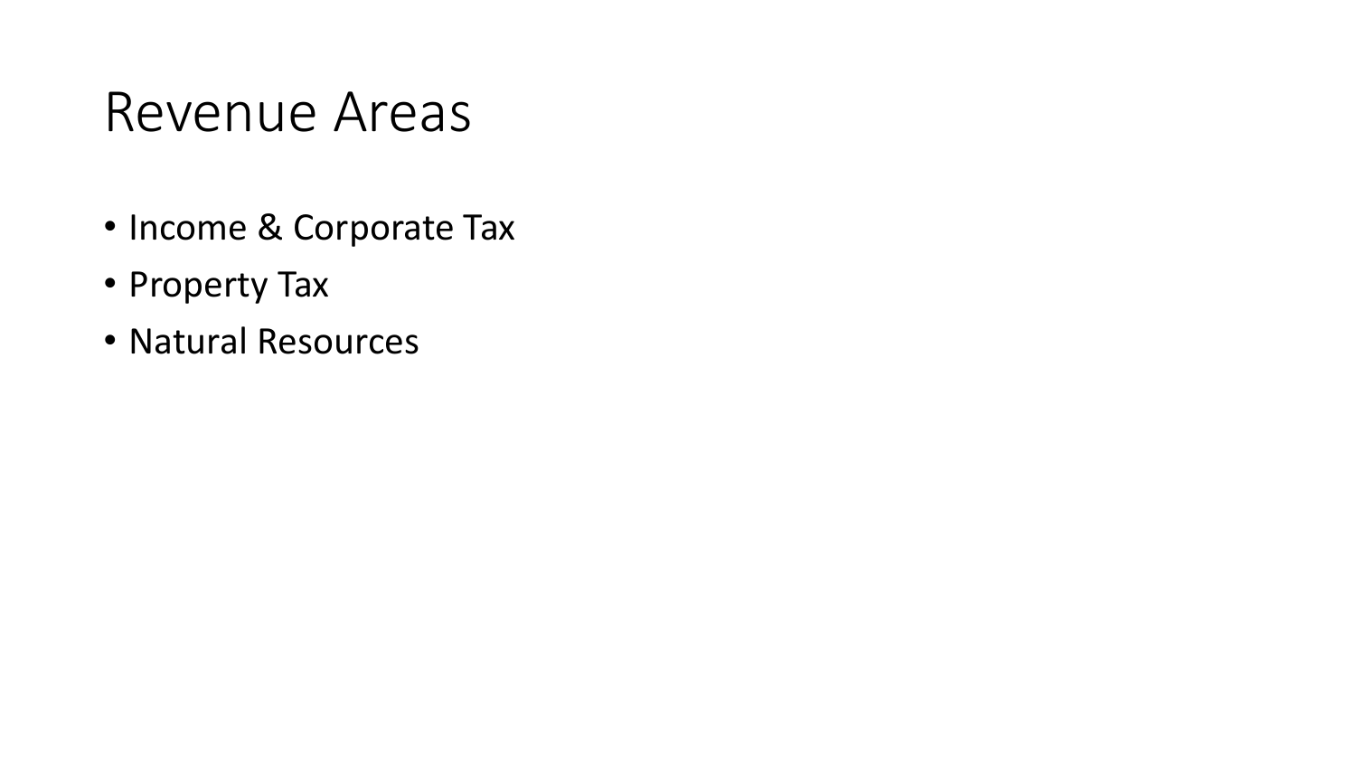# Revenue Areas

- Income & Corporate Tax
- Property Tax
- Natural Resources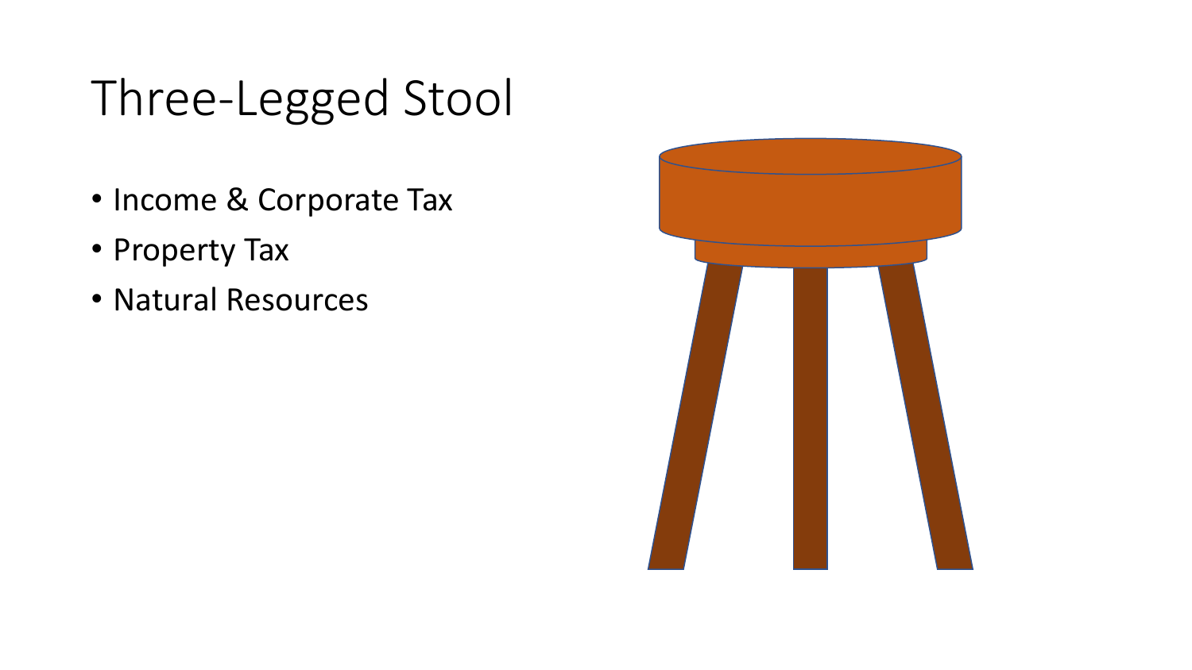# Three-Legged Stool

- Income & Corporate Tax
- Property Tax
- Natural Resources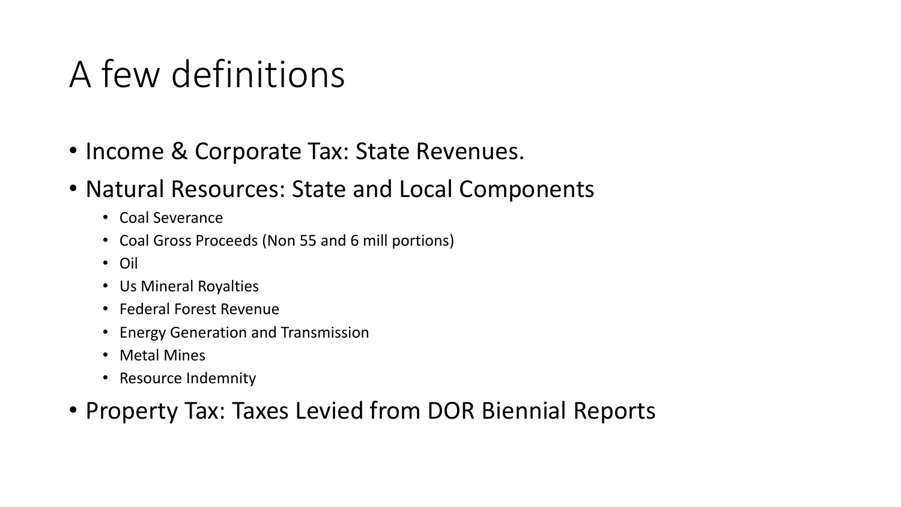# A few definitions

- Income & Corporate Tax: State Revenues.
- Natural Resources: State and Local Components
  - Coal Severance
  - Coal Gross Proceeds (Non 55 and 6 mill portions)
  - Oil
  - Us Mineral Royalties
  - Federal Forest Revenue
  - Energy Generation and Transmission
  - Metal Mines
  - Resource Indemnity
- Property Tax: Taxes Levied from DOR Biennial Reports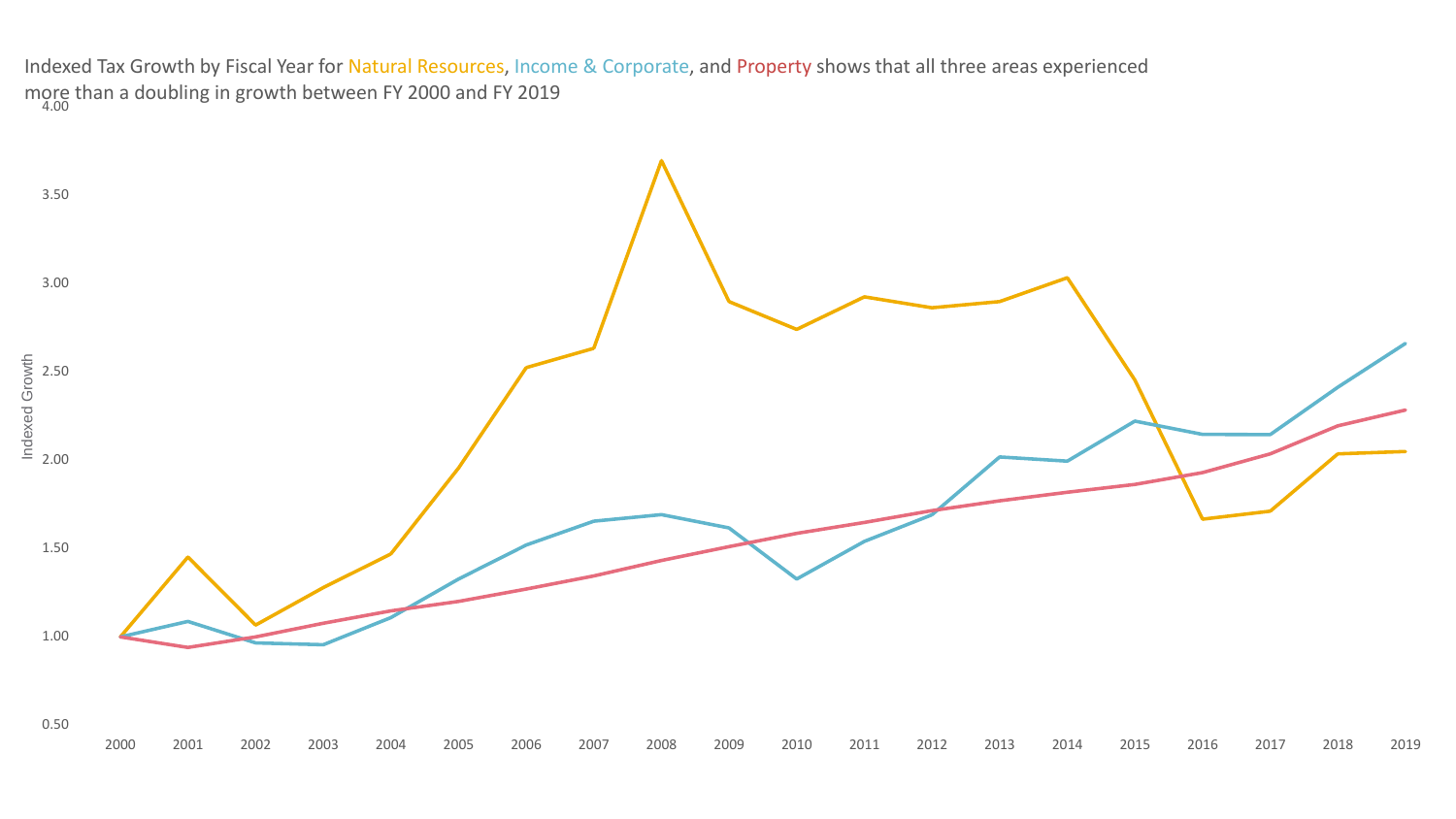Indexed Tax Growth by Fiscal Year for Natural Resources, Income & Corporate, and Property shows that all three areas experienced more than a doubling in growth between FY 2000 and FY 2019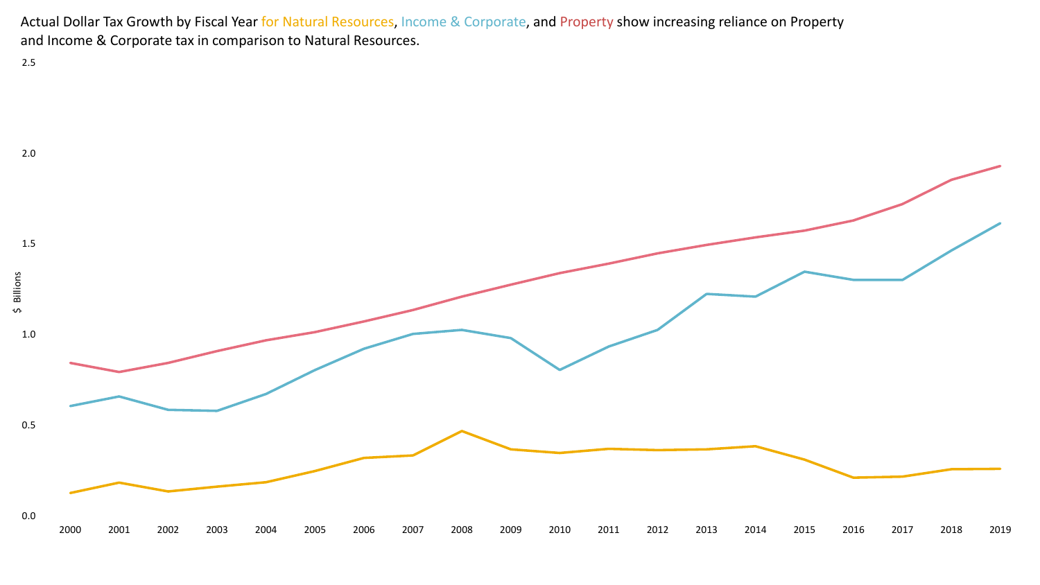Actual Dollar Tax Growth by Fiscal Year for Natural Resources, Income & Corporate, and Property show increasing reliance on Property and Income & Corporate tax in comparison to Natural Resources.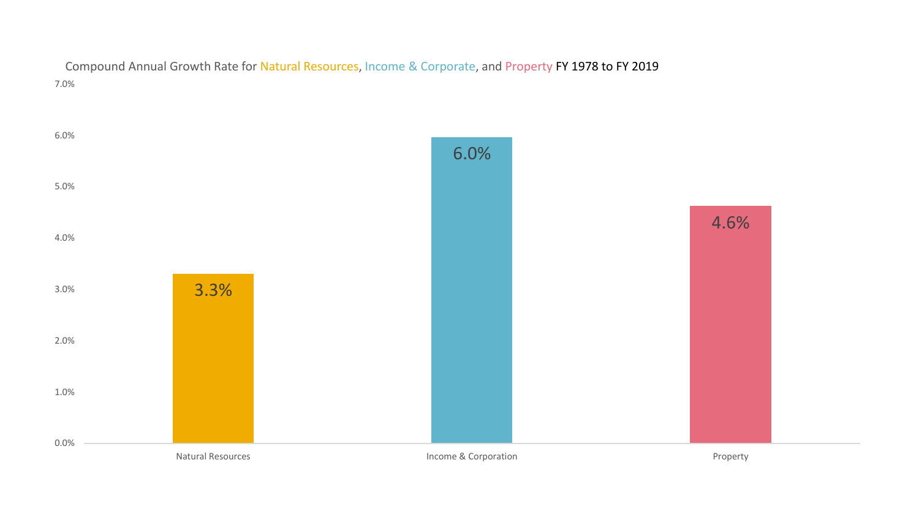Compound Annual Growth Rate for Natural Resources, Income & Corporate, and Property FY 1978 to FY 2019

| Category | Compound Annual Growth Rate |
| --- | --- |
| Natural Resources | 3.3% |
| Income & Corporation | 6.0% |
| Property | 4.6% |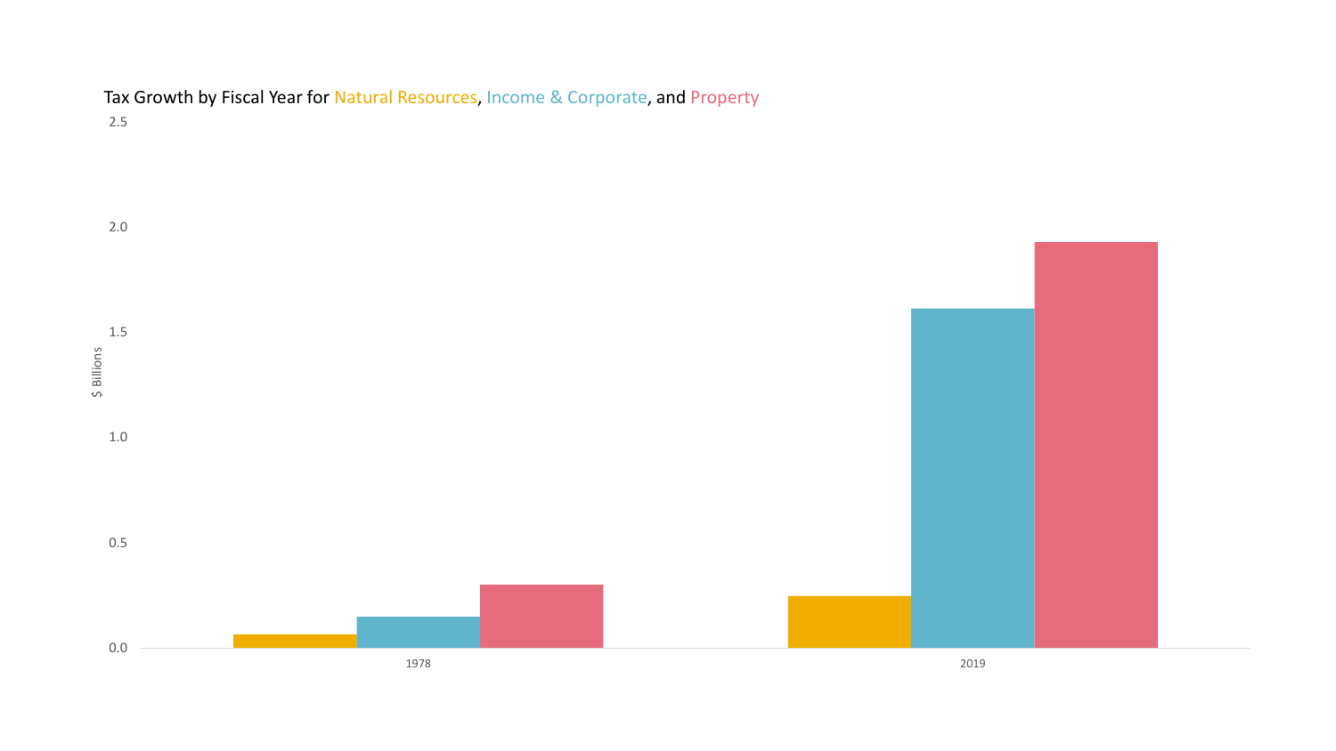Tax Growth by Fiscal Year for Natural Resources, Income & Corporate, and Property

$ Billions

2.5

2.0

1.5

1.0

0.5

0.0

1978

2019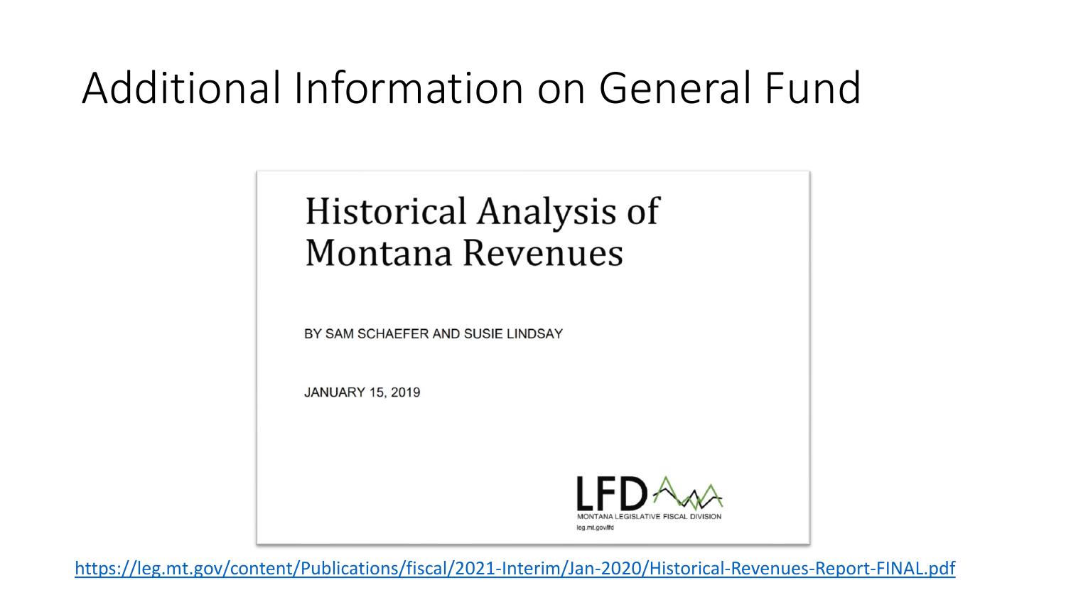# Additional Information on General Fund

## Historical Analysis of Montana Revenues

BY SAM SCHAEFER AND SUSIE LINDSAY

JANUARY 15, 2019

LFD

MONTANA LEGISLATIVE FISCAL DIVISION

leg.mt.gov/lfd

https://leg.mt.gov/content/Publications/fiscal/2021-Interim/Jan-2020/Historical-Revenues-Report-FINAL.pdf